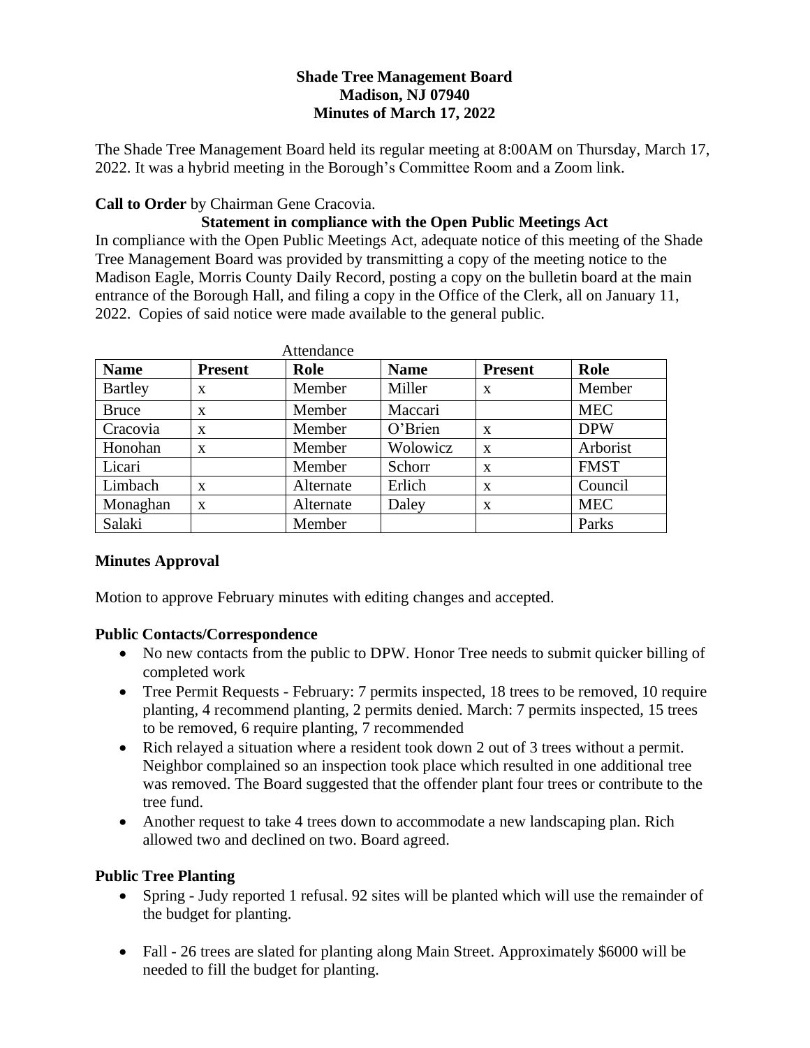**Shade Tree Management Board**
**Madison, NJ 07940**
**Minutes of March 17, 2022**

The Shade Tree Management Board held its regular meeting at 8:00AM on Thursday, March 17, 2022. It was a hybrid meeting in the Borough's Committee Room and a Zoom link.

**Call to Order** by Chairman Gene Cracovia.

**Statement in compliance with the Open Public Meetings Act**

In compliance with the Open Public Meetings Act, adequate notice of this meeting of the Shade Tree Management Board was provided by transmitting a copy of the meeting notice to the Madison Eagle, Morris County Daily Record, posting a copy on the bulletin board at the main entrance of the Borough Hall, and filing a copy in the Office of the Clerk, all on January 11, 2022. Copies of said notice were made available to the general public.

Attendance

| **Name** | **Present** | **Role** | **Name** | **Present** | **Role** |
|---|---|---|---|---|---|
| Bartley | x | Member | Miller | x | Member |
| Bruce | x | Member | Maccari | | MEC |
| Cracovia | x | Member | O'Brien | x | DPW |
| Honohan | x | Member | Wolowicz | x | Arborist |
| Licari | | Member | Schorr | x | FMST |
| Limbach | x | Alternate | Erlich | x | Council |
| Monaghan | x | Alternate | Daley | x | MEC |
| Salaki | | Member | | | Parks |

**Minutes Approval**

Motion to approve February minutes with editing changes and accepted.

**Public Contacts/Correspondence**

- No new contacts from the public to DPW. Honor Tree needs to submit quicker billing of completed work
- Tree Permit Requests - February: 7 permits inspected, 18 trees to be removed, 10 require planting, 4 recommend planting, 2 permits denied. March: 7 permits inspected, 15 trees to be removed, 6 require planting, 7 recommended
- Rich relayed a situation where a resident took down 2 out of 3 trees without a permit. Neighbor complained so an inspection took place which resulted in one additional tree was removed. The Board suggested that the offender plant four trees or contribute to the tree fund.
- Another request to take 4 trees down to accommodate a new landscaping plan. Rich allowed two and declined on two. Board agreed.

**Public Tree Planting**

- Spring - Judy reported 1 refusal. 92 sites will be planted which will use the remainder of the budget for planting.
- Fall - 26 trees are slated for planting along Main Street. Approximately $6000 will be needed to fill the budget for planting.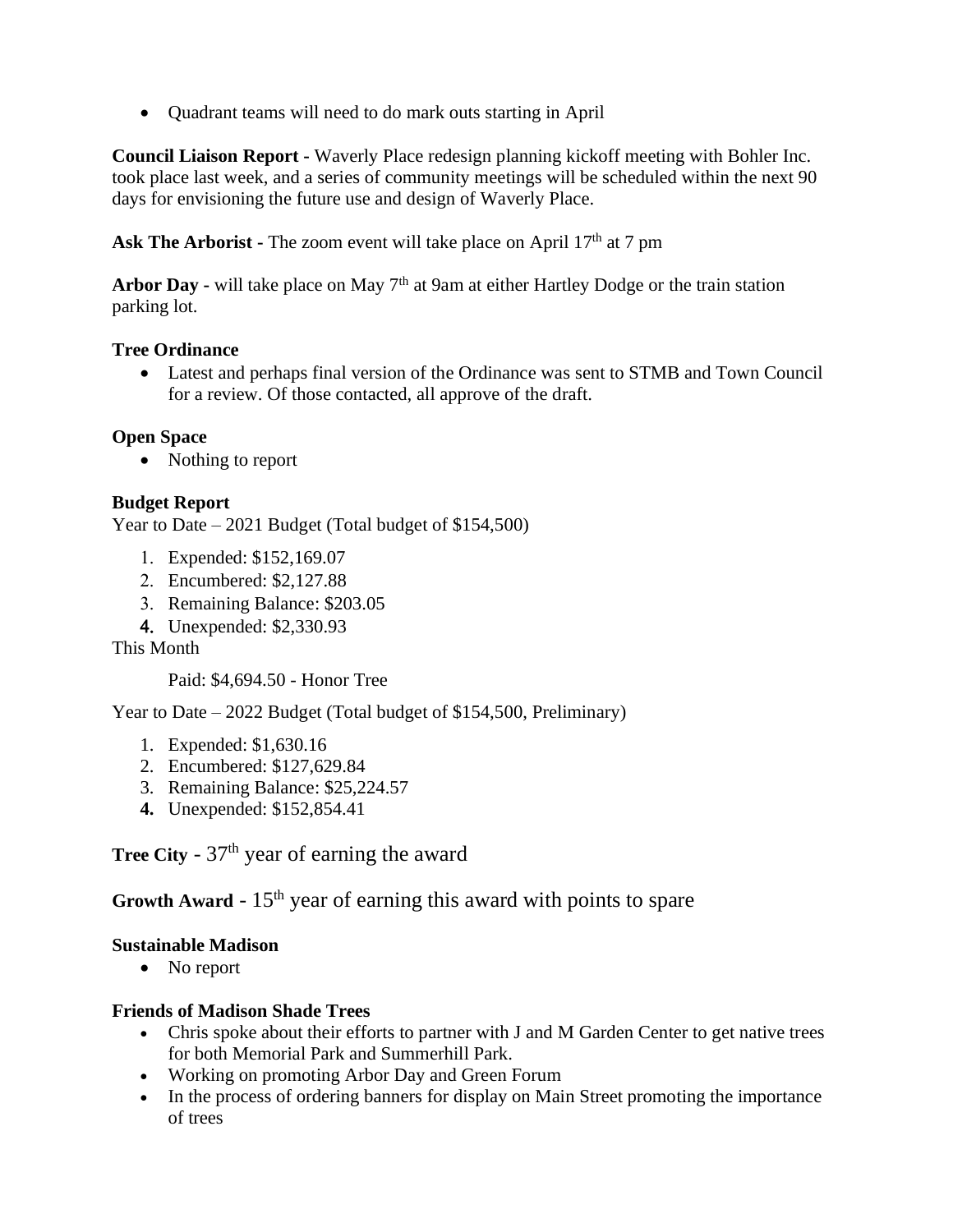- Quadrant teams will need to do mark outs starting in April

**Council Liaison Report -** Waverly Place redesign planning kickoff meeting with Bohler Inc. took place last week, and a series of community meetings will be scheduled within the next 90 days for envisioning the future use and design of Waverly Place.

**Ask The Arborist -** The zoom event will take place on April 17th at 7 pm

**Arbor Day -** will take place on May 7th at 9am at either Hartley Dodge or the train station parking lot.

**Tree Ordinance**

- Latest and perhaps final version of the Ordinance was sent to STMB and Town Council for a review. Of those contacted, all approve of the draft.

**Open Space**

- Nothing to report

**Budget Report**

Year to Date – 2021 Budget (Total budget of $154,500)

1. Expended: $152,169.07
2. Encumbered: $2,127.88
3. Remaining Balance: $203.05
4. Unexpended: $2,330.93

This Month

Paid: $4,694.50 - Honor Tree

Year to Date – 2022 Budget (Total budget of $154,500, Preliminary)

1. Expended: $1,630.16
2. Encumbered: $127,629.84
3. Remaining Balance: $25,224.57
4. Unexpended: $152,854.41

**Tree City** - 37th year of earning the award

**Growth Award** - 15th year of earning this award with points to spare

**Sustainable Madison**

- No report

**Friends of Madison Shade Trees**

- Chris spoke about their efforts to partner with J and M Garden Center to get native trees for both Memorial Park and Summerhill Park.
- Working on promoting Arbor Day and Green Forum
- In the process of ordering banners for display on Main Street promoting the importance of trees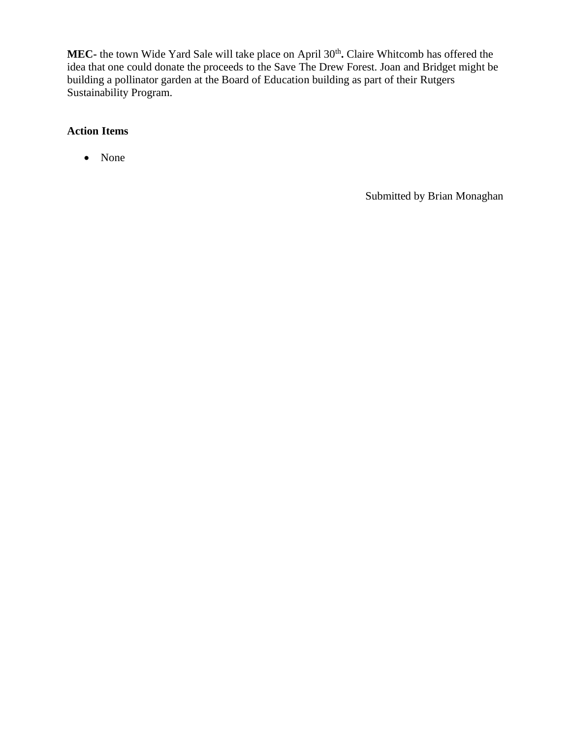**MEC-** the town Wide Yard Sale will take place on April 30th**.** Claire Whitcomb has offered the idea that one could donate the proceeds to the Save The Drew Forest. Joan and Bridget might be building a pollinator garden at the Board of Education building as part of their Rutgers Sustainability Program.

**Action Items**

- None

Submitted by Brian Monaghan